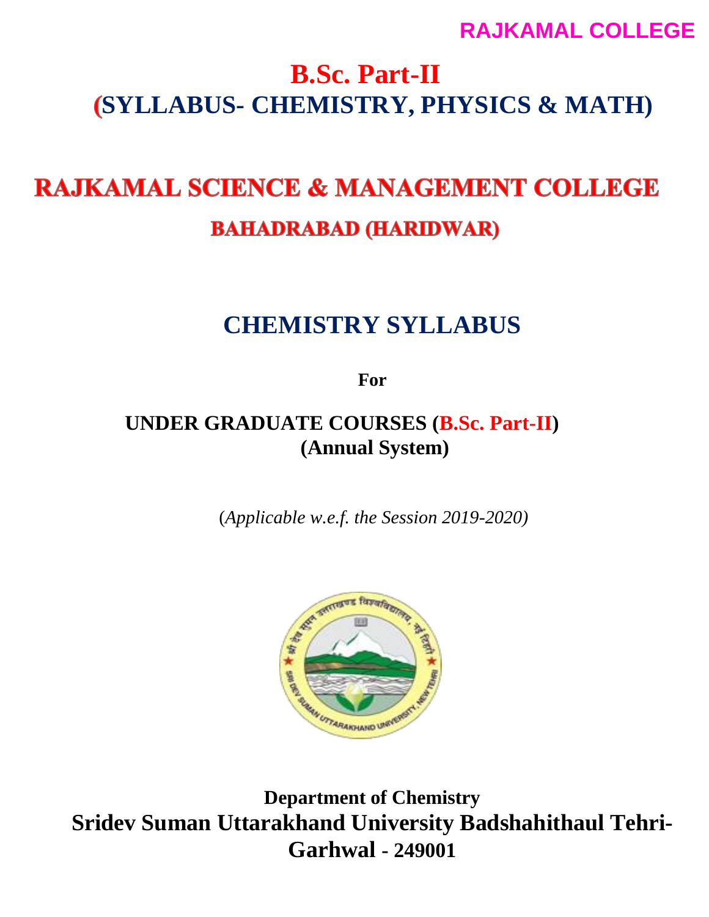RAJKAMAL COLLEGE

# B.Sc. Part-II

## (SYLLABUS- CHEMISTRY, PHYSICS & MATH)

# RAJKAMAL SCIENCE & MANAGEMENT COLLEGE

## BAHADRABAD (HARIDWAR)

# CHEMISTRY SYLLABUS

**For**

**UNDER GRADUATE COURSES (B.Sc. Part-II)**
**(Annual System)**

(*Applicable w.e.f. the Session 2019-2020)*

**Department of Chemistry**
**Sridev Suman Uttarakhand University Badshahithaul Tehri-Garhwal - 249001**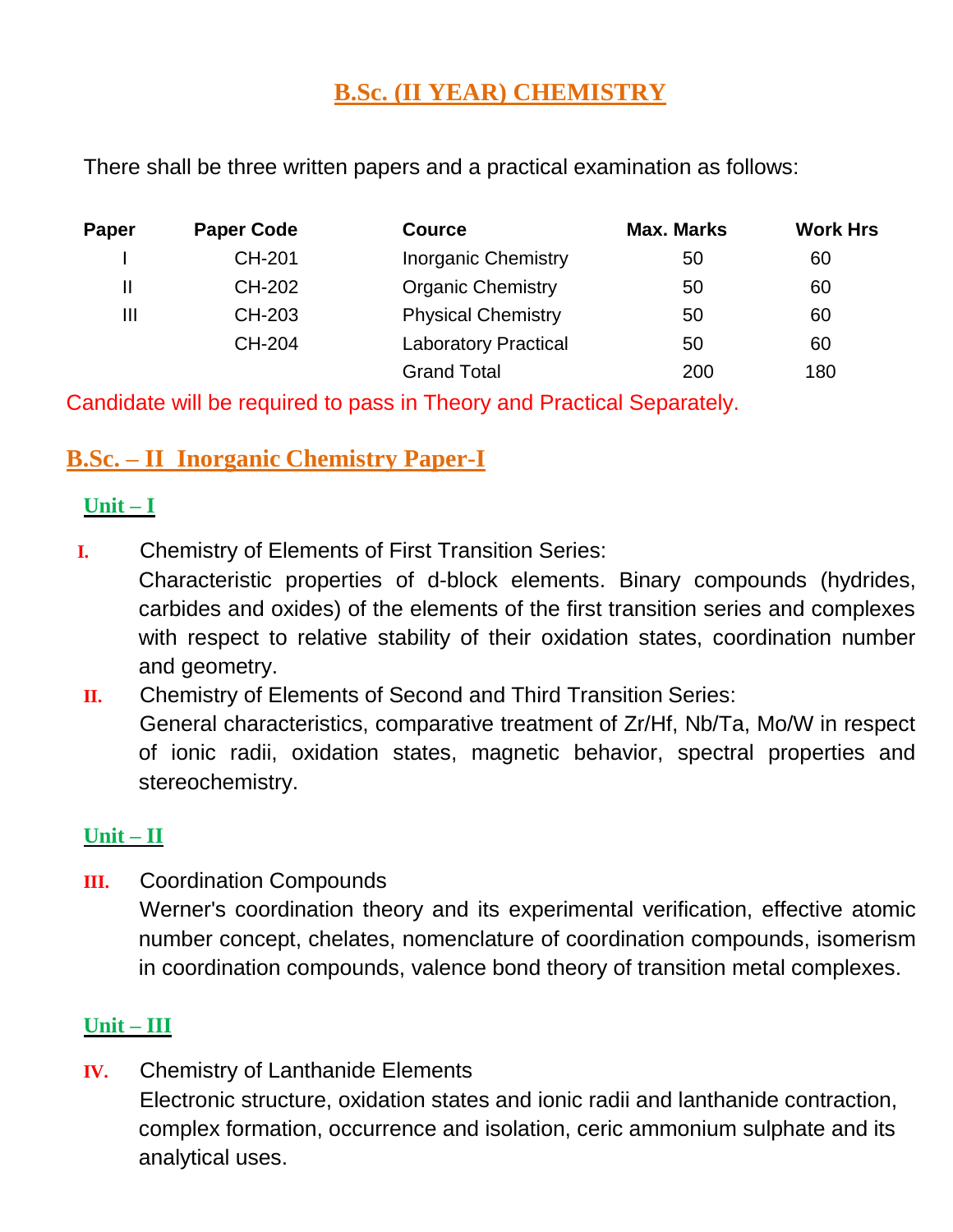# B.Sc. (II YEAR) CHEMISTRY

There shall be three written papers and a practical examination as follows:

| Paper | Paper Code | Cource | Max. Marks | Work Hrs |
|---|---|---|---|---|
| I | CH-201 | Inorganic Chemistry | 50 | 60 |
| II | CH-202 | Organic Chemistry | 50 | 60 |
| III | CH-203 | Physical Chemistry | 50 | 60 |
| | CH-204 | Laboratory Practical | 50 | 60 |
| | | Grand Total | 200 | 180 |

Candidate will be required to pass in Theory and Practical Separately.

## B.Sc. – II Inorganic Chemistry Paper-I

### Unit – I

**I.** Chemistry of Elements of First Transition Series:
Characteristic properties of d-block elements. Binary compounds (hydrides, carbides and oxides) of the elements of the first transition series and complexes with respect to relative stability of their oxidation states, coordination number and geometry.

**II.** Chemistry of Elements of Second and Third Transition Series:
General characteristics, comparative treatment of Zr/Hf, Nb/Ta, Mo/W in respect of ionic radii, oxidation states, magnetic behavior, spectral properties and stereochemistry.

### Unit – II

**III.** Coordination Compounds
Werner's coordination theory and its experimental verification, effective atomic number concept, chelates, nomenclature of coordination compounds, isomerism in coordination compounds, valence bond theory of transition metal complexes.

### Unit – III

**IV.** Chemistry of Lanthanide Elements
Electronic structure, oxidation states and ionic radii and lanthanide contraction, complex formation, occurrence and isolation, ceric ammonium sulphate and its analytical uses.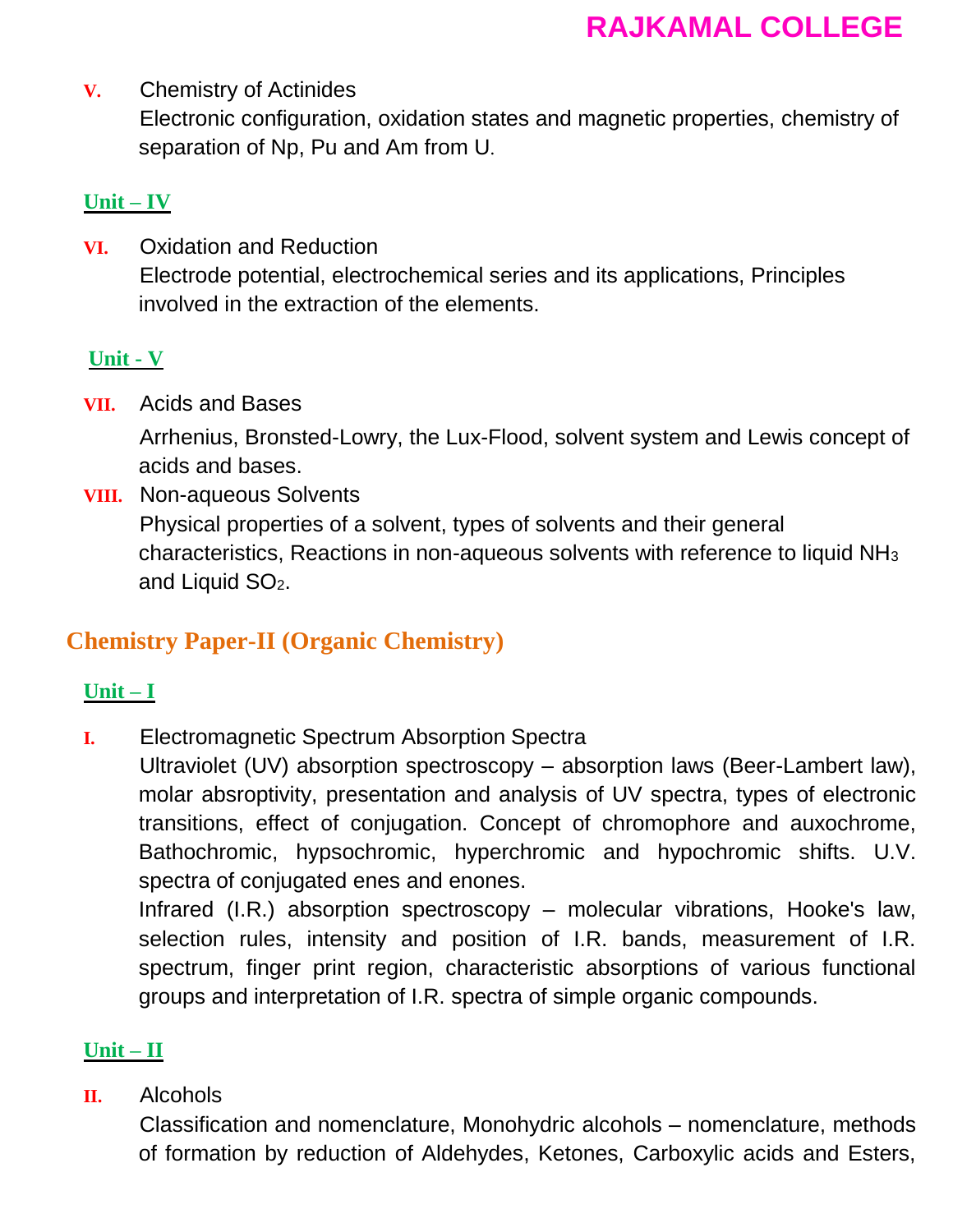**V.** Chemistry of Actinides

Electronic configuration, oxidation states and magnetic properties, chemistry of separation of Np, Pu and Am from U.

**Unit – IV**

**VI.** Oxidation and Reduction

Electrode potential, electrochemical series and its applications, Principles involved in the extraction of the elements.

**Unit - V**

**VII.** Acids and Bases

Arrhenius, Bronsted-Lowry, the Lux-Flood, solvent system and Lewis concept of acids and bases.

**VIII.** Non-aqueous Solvents

Physical properties of a solvent, types of solvents and their general characteristics, Reactions in non-aqueous solvents with reference to liquid $NH_3$ and Liquid $SO_2$.

## Chemistry Paper-II (Organic Chemistry)

**Unit – I**

**I.** Electromagnetic Spectrum Absorption Spectra

Ultraviolet (UV) absorption spectroscopy – absorption laws (Beer-Lambert law), molar absroptivity, presentation and analysis of UV spectra, types of electronic transitions, effect of conjugation. Concept of chromophore and auxochrome, Bathochromic, hypsochromic, hyperchromic and hypochromic shifts. U.V. spectra of conjugated enes and enones.

Infrared (I.R.) absorption spectroscopy – molecular vibrations, Hooke's law, selection rules, intensity and position of I.R. bands, measurement of I.R. spectrum, finger print region, characteristic absorptions of various functional groups and interpretation of I.R. spectra of simple organic compounds.

**Unit – II**

**II.** Alcohols

Classification and nomenclature, Monohydric alcohols – nomenclature, methods of formation by reduction of Aldehydes, Ketones, Carboxylic acids and Esters,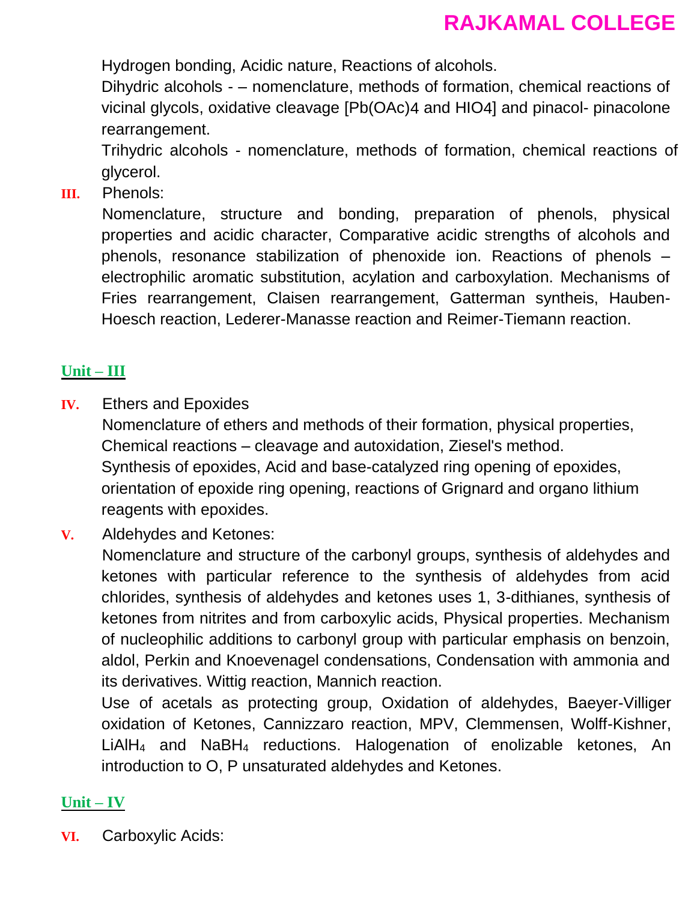Hydrogen bonding, Acidic nature, Reactions of alcohols.

Dihydric alcohols - – nomenclature, methods of formation, chemical reactions of vicinal glycols, oxidative cleavage [Pb(OAc)4 and HIO4] and pinacol- pinacolone rearrangement.

Trihydric alcohols - nomenclature, methods of formation, chemical reactions of glycerol.

**III.** Phenols:

Nomenclature, structure and bonding, preparation of phenols, physical properties and acidic character, Comparative acidic strengths of alcohols and phenols, resonance stabilization of phenoxide ion. Reactions of phenols – electrophilic aromatic substitution, acylation and carboxylation. Mechanisms of Fries rearrangement, Claisen rearrangement, Gatterman syntheis, Hauben-Hoesch reaction, Lederer-Manasse reaction and Reimer-Tiemann reaction.

## Unit – III

**IV.** Ethers and Epoxides

Nomenclature of ethers and methods of their formation, physical properties, Chemical reactions – cleavage and autoxidation, Ziesel's method.

Synthesis of epoxides, Acid and base-catalyzed ring opening of epoxides, orientation of epoxide ring opening, reactions of Grignard and organo lithium reagents with epoxides.

**V.** Aldehydes and Ketones:

Nomenclature and structure of the carbonyl groups, synthesis of aldehydes and ketones with particular reference to the synthesis of aldehydes from acid chlorides, synthesis of aldehydes and ketones uses 1, 3-dithianes, synthesis of ketones from nitrites and from carboxylic acids, Physical properties. Mechanism of nucleophilic additions to carbonyl group with particular emphasis on benzoin, aldol, Perkin and Knoevenagel condensations, Condensation with ammonia and its derivatives. Wittig reaction, Mannich reaction.

Use of acetals as protecting group, Oxidation of aldehydes, Baeyer-Villiger oxidation of Ketones, Cannizzaro reaction, MPV, Clemmensen, Wolff-Kishner, $LiAlH_4$ and $NaBH_4$ reductions. Halogenation of enolizable ketones, An introduction to O, P unsaturated aldehydes and Ketones.

## Unit – IV

**VI.** Carboxylic Acids: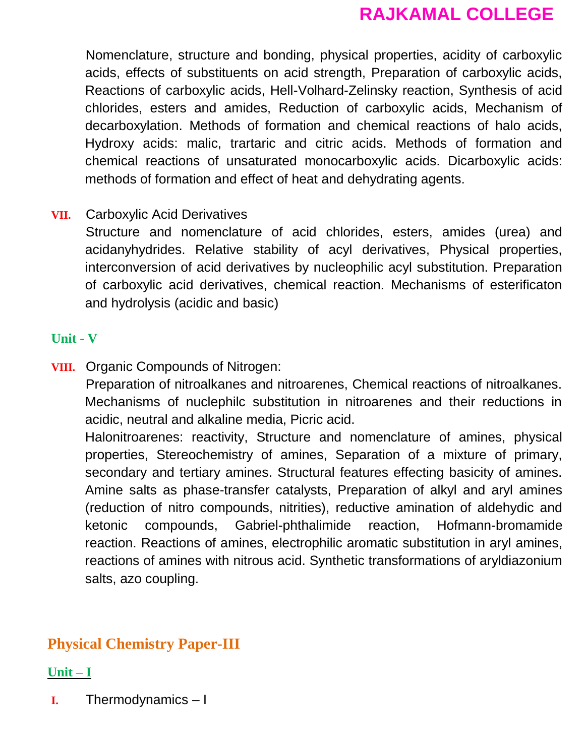Nomenclature, structure and bonding, physical properties, acidity of carboxylic acids, effects of substituents on acid strength, Preparation of carboxylic acids, Reactions of carboxylic acids, Hell-Volhard-Zelinsky reaction, Synthesis of acid chlorides, esters and amides, Reduction of carboxylic acids, Mechanism of decarboxylation. Methods of formation and chemical reactions of halo acids, Hydroxy acids: malic, trartaric and citric acids. Methods of formation and chemical reactions of unsaturated monocarboxylic acids. Dicarboxylic acids: methods of formation and effect of heat and dehydrating agents.

**VII.** Carboxylic Acid Derivatives

Structure and nomenclature of acid chlorides, esters, amides (urea) and acidanyhydrides. Relative stability of acyl derivatives, Physical properties, interconversion of acid derivatives by nucleophilic acyl substitution. Preparation of carboxylic acid derivatives, chemical reaction. Mechanisms of esterificaton and hydrolysis (acidic and basic)

**Unit - V**

**VIII.** Organic Compounds of Nitrogen:

Preparation of nitroalkanes and nitroarenes, Chemical reactions of nitroalkanes. Mechanisms of nuclephilc substitution in nitroarenes and their reductions in acidic, neutral and alkaline media, Picric acid.

Halonitroarenes: reactivity, Structure and nomenclature of amines, physical properties, Stereochemistry of amines, Separation of a mixture of primary, secondary and tertiary amines. Structural features effecting basicity of amines. Amine salts as phase-transfer catalysts, Preparation of alkyl and aryl amines (reduction of nitro compounds, nitrities), reductive amination of aldehydic and ketonic compounds, Gabriel-phthalimide reaction, Hofmann-bromamide reaction. Reactions of amines, electrophilic aromatic substitution in aryl amines, reactions of amines with nitrous acid. Synthetic transformations of aryldiazonium salts, azo coupling.

## Physical Chemistry Paper-III

**Unit – I**

**I.** Thermodynamics – I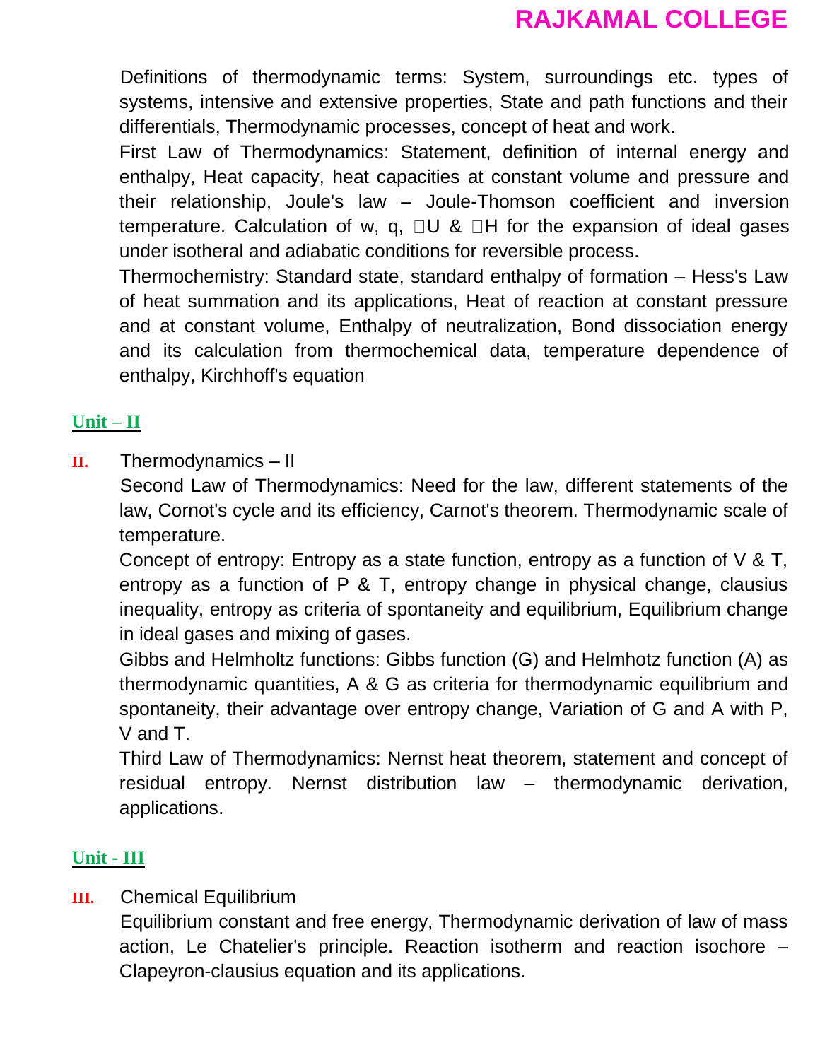Definitions of thermodynamic terms: System, surroundings etc. types of systems, intensive and extensive properties, State and path functions and their differentials, Thermodynamic processes, concept of heat and work.

First Law of Thermodynamics: Statement, definition of internal energy and enthalpy, Heat capacity, heat capacities at constant volume and pressure and their relationship, Joule's law – Joule-Thomson coefficient and inversion temperature. Calculation of w, q, $\Delta U$ & $\Delta H$ for the expansion of ideal gases under isotheral and adiabatic conditions for reversible process.

Thermochemistry: Standard state, standard enthalpy of formation – Hess's Law of heat summation and its applications, Heat of reaction at constant pressure and at constant volume, Enthalpy of neutralization, Bond dissociation energy and its calculation from thermochemical data, temperature dependence of enthalpy, Kirchhoff's equation

## Unit – II

**II.** Thermodynamics – II

Second Law of Thermodynamics: Need for the law, different statements of the law, Cornot's cycle and its efficiency, Carnot's theorem. Thermodynamic scale of temperature.

Concept of entropy: Entropy as a state function, entropy as a function of V & T, entropy as a function of P & T, entropy change in physical change, clausius inequality, entropy as criteria of spontaneity and equilibrium, Equilibrium change in ideal gases and mixing of gases.

Gibbs and Helmholtz functions: Gibbs function (G) and Helmhotz function (A) as thermodynamic quantities, A & G as criteria for thermodynamic equilibrium and spontaneity, their advantage over entropy change, Variation of G and A with P, V and T.

Third Law of Thermodynamics: Nernst heat theorem, statement and concept of residual entropy. Nernst distribution law – thermodynamic derivation, applications.

## Unit - III

**III.** Chemical Equilibrium

Equilibrium constant and free energy, Thermodynamic derivation of law of mass action, Le Chatelier's principle. Reaction isotherm and reaction isochore – Clapeyron-clausius equation and its applications.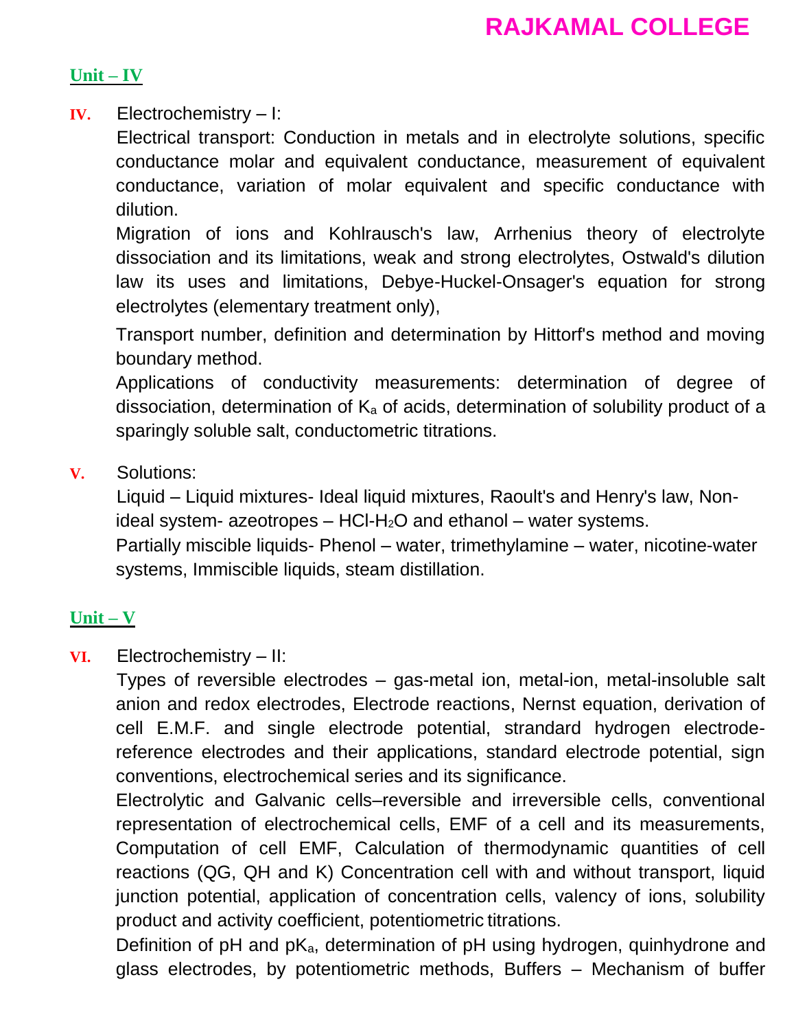## Unit – IV

**IV.** Electrochemistry – I:

Electrical transport: Conduction in metals and in electrolyte solutions, specific conductance molar and equivalent conductance, measurement of equivalent conductance, variation of molar equivalent and specific conductance with dilution.

Migration of ions and Kohlrausch's law, Arrhenius theory of electrolyte dissociation and its limitations, weak and strong electrolytes, Ostwald's dilution law its uses and limitations, Debye-Huckel-Onsager's equation for strong electrolytes (elementary treatment only),

Transport number, definition and determination by Hittorf's method and moving boundary method.

Applications of conductivity measurements: determination of degree of dissociation, determination of $K_a$ of acids, determination of solubility product of a sparingly soluble salt, conductometric titrations.

**V.** Solutions:

Liquid – Liquid mixtures- Ideal liquid mixtures, Raoult's and Henry's law, Non-ideal system- azeotropes – HCl-$H_2O$ and ethanol – water systems.

Partially miscible liquids- Phenol – water, trimethylamine – water, nicotine-water systems, Immiscible liquids, steam distillation.

## Unit – V

**VI.** Electrochemistry – II:

Types of reversible electrodes – gas-metal ion, metal-ion, metal-insoluble salt anion and redox electrodes, Electrode reactions, Nernst equation, derivation of cell E.M.F. and single electrode potential, standard hydrogen electrode-reference electrodes and their applications, standard electrode potential, sign conventions, electrochemical series and its significance.

Electrolytic and Galvanic cells–reversible and irreversible cells, conventional representation of electrochemical cells, EMF of a cell and its measurements, Computation of cell EMF, Calculation of thermodynamic quantities of cell reactions (QG, QH and K) Concentration cell with and without transport, liquid junction potential, application of concentration cells, valency of ions, solubility product and activity coefficient, potentiometric titrations.

Definition of pH and $pK_a$, determination of pH using hydrogen, quinhydrone and glass electrodes, by potentiometric methods, Buffers – Mechanism of buffer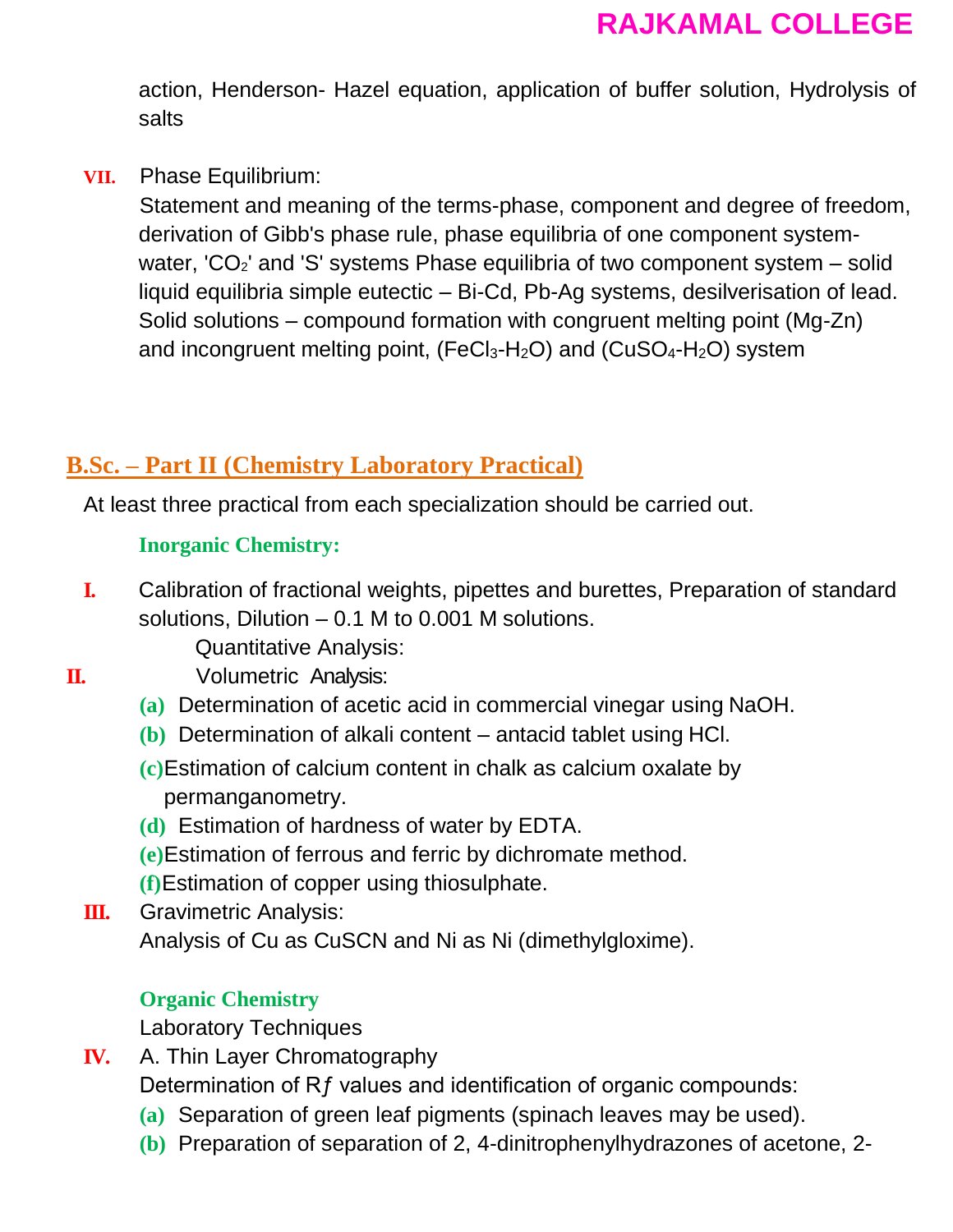action, Henderson- Hazel equation, application of buffer solution, Hydrolysis of salts

**VII.** Phase Equilibrium:
Statement and meaning of the terms-phase, component and degree of freedom, derivation of Gibb's phase rule, phase equilibria of one component system-water, '$CO_2$' and 'S' systems Phase equilibria of two component system – solid liquid equilibria simple eutectic – Bi-Cd, Pb-Ag systems, desilverisation of lead. Solid solutions – compound formation with congruent melting point (Mg-Zn) and incongruent melting point, ($FeCl_3$-$H_2O$) and ($CuSO_4$-$H_2O$) system

## B.Sc. – Part II (Chemistry Laboratory Practical)

At least three practical from each specialization should be carried out.

### Inorganic Chemistry:

**I.** Calibration of fractional weights, pipettes and burettes, Preparation of standard solutions, Dilution – 0.1 M to 0.001 M solutions.

Quantitative Analysis:

**II.** Volumetric Analysis:

- **(a)** Determination of acetic acid in commercial vinegar using NaOH.
- **(b)** Determination of alkali content – antacid tablet using HCl.
- **(c)** Estimation of calcium content in chalk as calcium oxalate by permanganometry.
- **(d)** Estimation of hardness of water by EDTA.
- **(e)** Estimation of ferrous and ferric by dichromate method.
- **(f)** Estimation of copper using thiosulphate.

**III.** Gravimetric Analysis:
Analysis of Cu as CuSCN and Ni as Ni (dimethylgloxime).

### Organic Chemistry

Laboratory Techniques

**IV.** A. Thin Layer Chromatography
Determination of R*f* values and identification of organic compounds:

- **(a)** Separation of green leaf pigments (spinach leaves may be used).
- **(b)** Preparation of separation of 2, 4-dinitrophenylhydrazones of acetone, 2-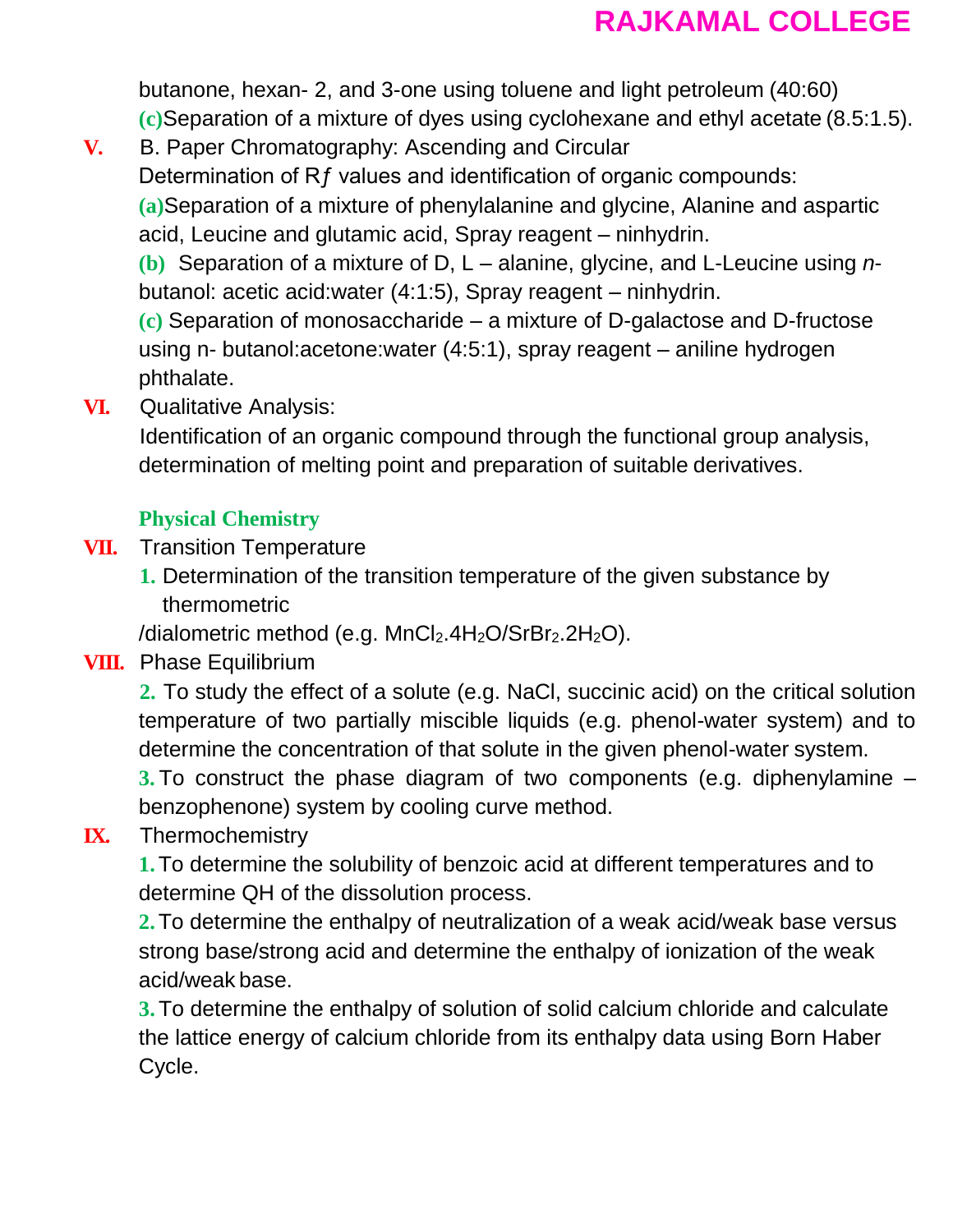butanone, hexan- 2, and 3-one using toluene and light petroleum (40:60)

**(c)** Separation of a mixture of dyes using cyclohexane and ethyl acetate (8.5:1.5).

**V.** B. Paper Chromatography: Ascending and Circular

Determination of R*f* values and identification of organic compounds:

**(a)** Separation of a mixture of phenylalanine and glycine, Alanine and aspartic acid, Leucine and glutamic acid, Spray reagent – ninhydrin.

**(b)** Separation of a mixture of D, L – alanine, glycine, and L-Leucine using *n*-butanol: acetic acid:water (4:1:5), Spray reagent – ninhydrin.

**(c)** Separation of monosaccharide – a mixture of D-galactose and D-fructose using n- butanol:acetone:water (4:5:1), spray reagent – aniline hydrogen phthalate.

**VI.** Qualitative Analysis:

Identification of an organic compound through the functional group analysis, determination of melting point and preparation of suitable derivatives.

### Physical Chemistry

**VII.** Transition Temperature

**1.** Determination of the transition temperature of the given substance by thermometric /dialometric method (e.g. $MnCl_2.4H_2O$/$SrBr_2.2H_2O$).

**VIII.** Phase Equilibrium

**2.** To study the effect of a solute (e.g. NaCl, succinic acid) on the critical solution temperature of two partially miscible liquids (e.g. phenol-water system) and to determine the concentration of that solute in the given phenol-water system.

**3.** To construct the phase diagram of two components (e.g. diphenylamine – benzophenone) system by cooling curve method.

**IX.** Thermochemistry

**1.** To determine the solubility of benzoic acid at different temperatures and to determine QH of the dissolution process.

**2.** To determine the enthalpy of neutralization of a weak acid/weak base versus strong base/strong acid and determine the enthalpy of ionization of the weak acid/weak base.

**3.** To determine the enthalpy of solution of solid calcium chloride and calculate the lattice energy of calcium chloride from its enthalpy data using Born Haber Cycle.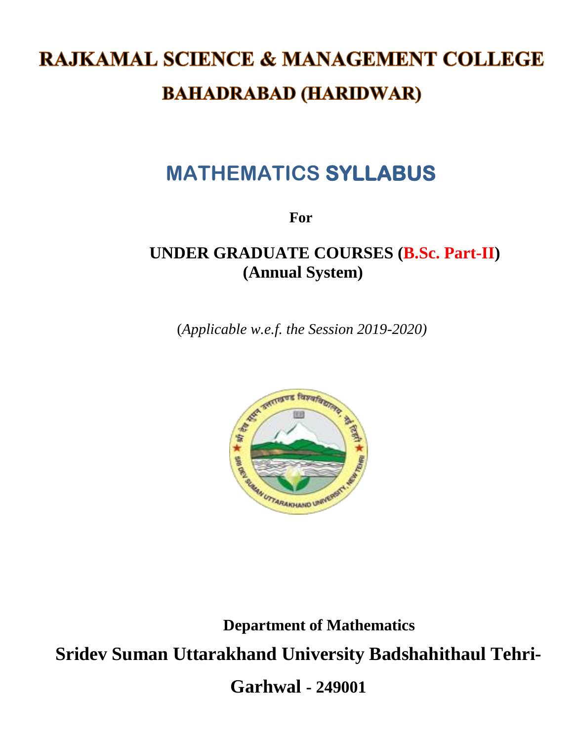# RAJKAMAL SCIENCE & MANAGEMENT COLLEGE

## BAHADRABAD (HARIDWAR)

## MATHEMATICS SYLLABUS

**For**

**UNDER GRADUATE COURSES (B.Sc. Part-II)**
**(Annual System)**

(*Applicable w.e.f. the Session 2019-2020)*

**Department of Mathematics**

**Sridev Suman Uttarakhand University Badshahithaul Tehri-Garhwal - 249001**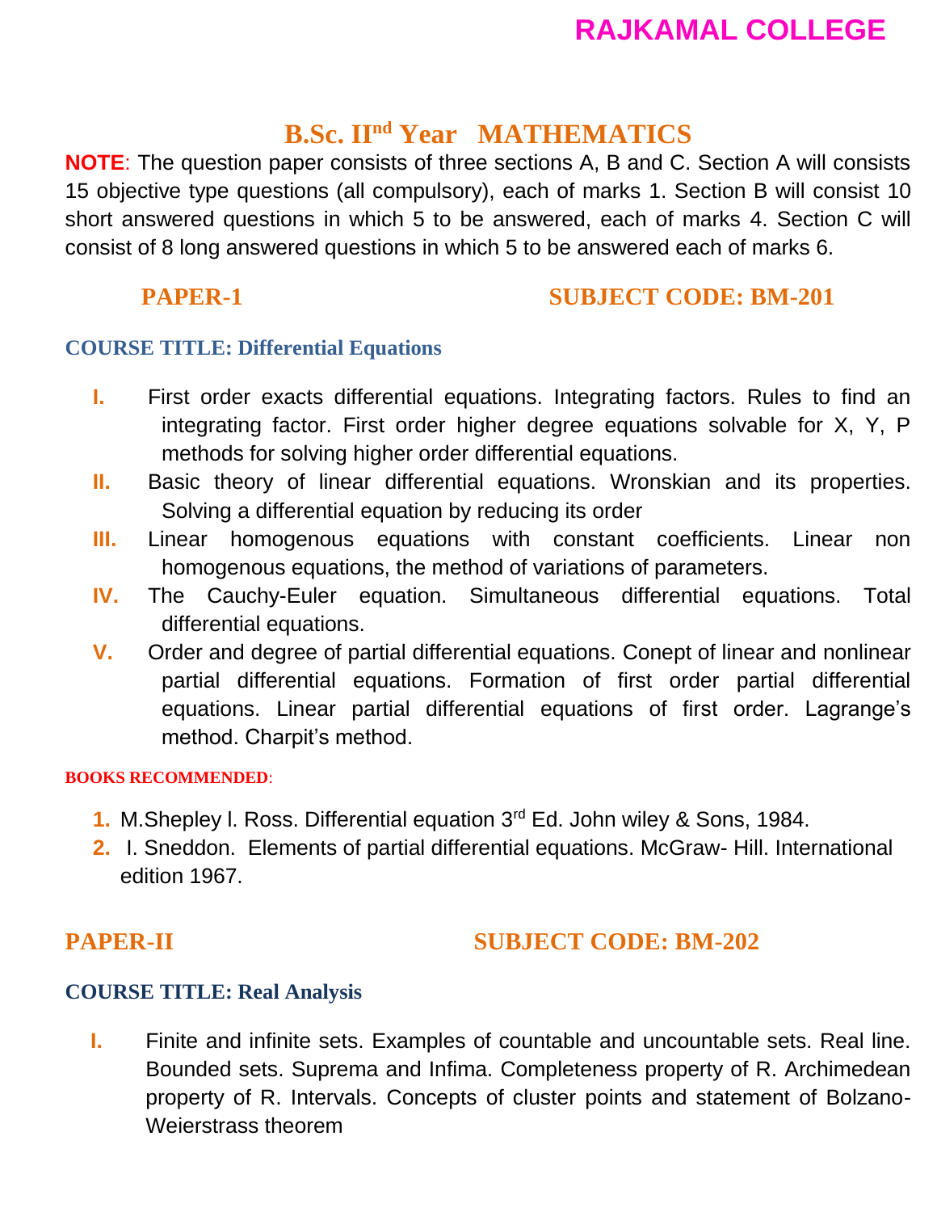# RAJKAMAL COLLEGE

## B.Sc. II[nd] Year MATHEMATICS

**NOTE**: The question paper consists of three sections A, B and C. Section A will consists 15 objective type questions (all compulsory), each of marks 1. Section B will consist 10 short answered questions in which 5 to be answered, each of marks 4. Section C will consist of 8 long answered questions in which 5 to be answered each of marks 6.

### PAPER-1 SUBJECT CODE: BM-201

**COURSE TITLE: Differential Equations**

I. First order exacts differential equations. Integrating factors. Rules to find an integrating factor. First order higher degree equations solvable for X, Y, P methods for solving higher order differential equations.
II. Basic theory of linear differential equations. Wronskian and its properties. Solving a differential equation by reducing its order
III. Linear homogenous equations with constant coefficients. Linear non homogenous equations, the method of variations of parameters.
IV. The Cauchy-Euler equation. Simultaneous differential equations. Total differential equations.
V. Order and degree of partial differential equations. Conept of linear and nonlinear partial differential equations. Formation of first order partial differential equations. Linear partial differential equations of first order. Lagrange's method. Charpit's method.

**BOOKS RECOMMENDED**:

1. M.Shepley l. Ross. Differential equation 3[rd] Ed. John wiley & Sons, 1984.
2. I. Sneddon. Elements of partial differential equations. McGraw- Hill. International edition 1967.

### PAPER-II SUBJECT CODE: BM-202

**COURSE TITLE: Real Analysis**

I. Finite and infinite sets. Examples of countable and uncountable sets. Real line. Bounded sets. Suprema and Infima. Completeness property of R. Archimedean property of R. Intervals. Concepts of cluster points and statement of Bolzano-Weierstrass theorem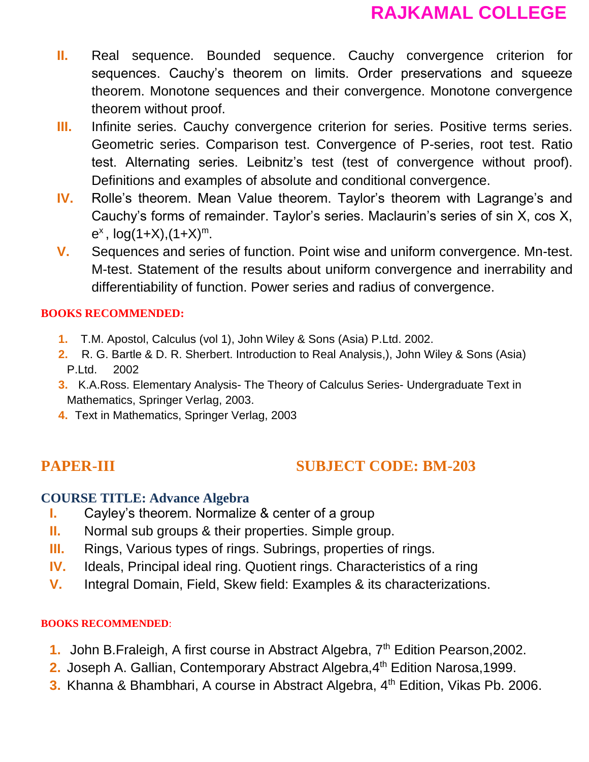II. Real sequence. Bounded sequence. Cauchy convergence criterion for sequences. Cauchy's theorem on limits. Order preservations and squeeze theorem. Monotone sequences and their convergence. Monotone convergence theorem without proof.

III. Infinite series. Cauchy convergence criterion for series. Positive terms series. Geometric series. Comparison test. Convergence of P-series, root test. Ratio test. Alternating series. Leibnitz's test (test of convergence without proof). Definitions and examples of absolute and conditional convergence.

IV. Rolle's theorem. Mean Value theorem. Taylor's theorem with Lagrange's and Cauchy's forms of remainder. Taylor's series. Maclaurin's series of sin X, cos X, $e^x$, log(1+X),$(1+X)^m$.

V. Sequences and series of function. Point wise and uniform convergence. Mn-test. M-test. Statement of the results about uniform convergence and inerrability and differentiability of function. Power series and radius of convergence.

**BOOKS RECOMMENDED:**

1. T.M. Apostol, Calculus (vol 1), John Wiley & Sons (Asia) P.Ltd. 2002.
2. R. G. Bartle & D. R. Sherbert. Introduction to Real Analysis,), John Wiley & Sons (Asia) P.Ltd. 2002
3. K.A.Ross. Elementary Analysis- The Theory of Calculus Series- Undergraduate Text in Mathematics, Springer Verlag, 2003.
4. Text in Mathematics, Springer Verlag, 2003

## PAPER-III SUBJECT CODE: BM-203

### COURSE TITLE: Advance Algebra

I. Cayley's theorem. Normalize & center of a group
II. Normal sub groups & their properties. Simple group.
III. Rings, Various types of rings. Subrings, properties of rings.
IV. Ideals, Principal ideal ring. Quotient rings. Characteristics of a ring
V. Integral Domain, Field, Skew field: Examples & its characterizations.

**BOOKS RECOMMENDED:**

1. John B.Fraleigh, A first course in Abstract Algebra, 7th Edition Pearson,2002.
2. Joseph A. Gallian, Contemporary Abstract Algebra,4th Edition Narosa,1999.
3. Khanna & Bhambhari, A course in Abstract Algebra, 4th Edition, Vikas Pb. 2006.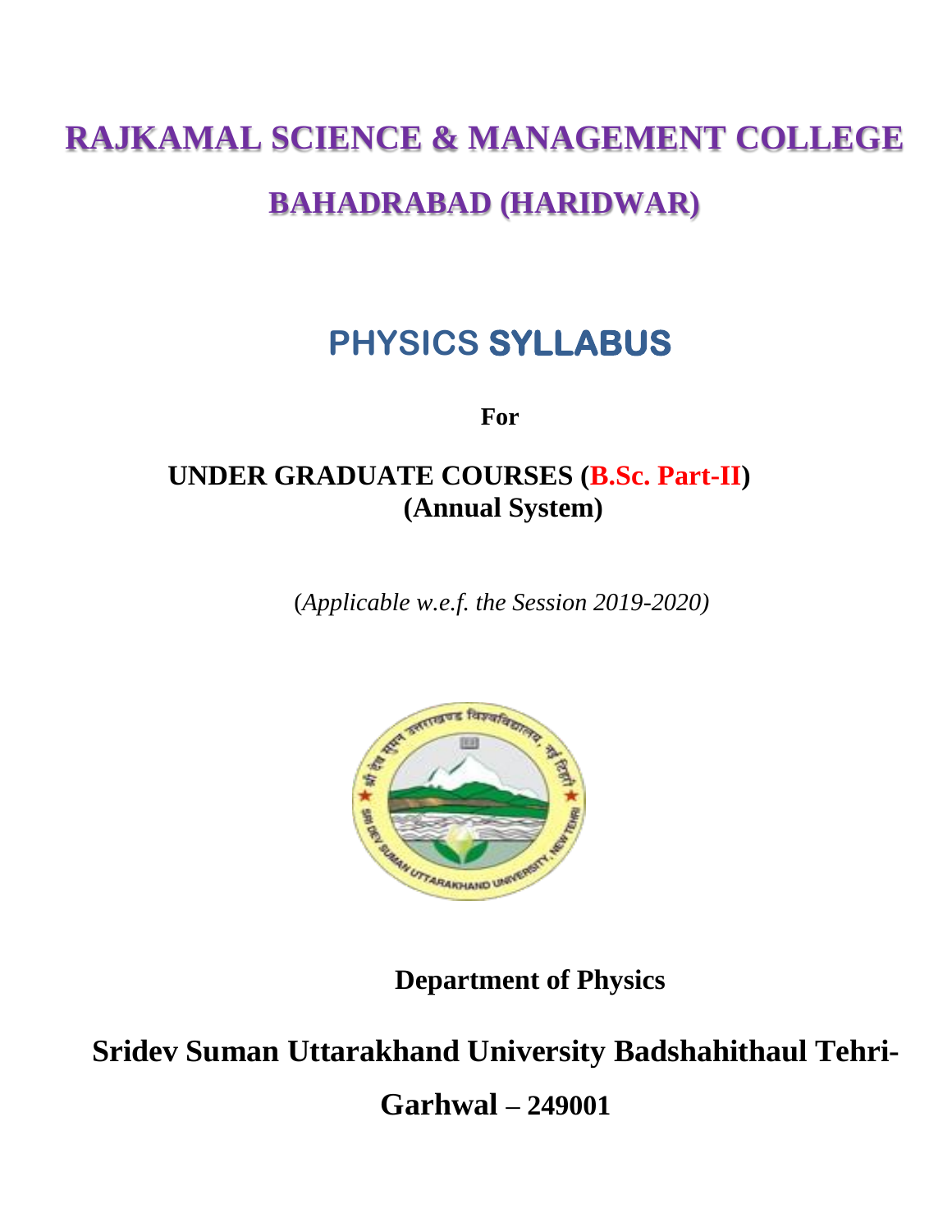# RAJKAMAL SCIENCE & MANAGEMENT COLLEGE

## BAHADRABAD (HARIDWAR)

# PHYSICS SYLLABUS

**For**

**UNDER GRADUATE COURSES (B.Sc. Part-II)**
**(Annual System)**

(*Applicable w.e.f. the Session 2019-2020)*

**Department of Physics**

**Sridev Suman Uttarakhand University Badshahithaul Tehri-Garhwal – 249001**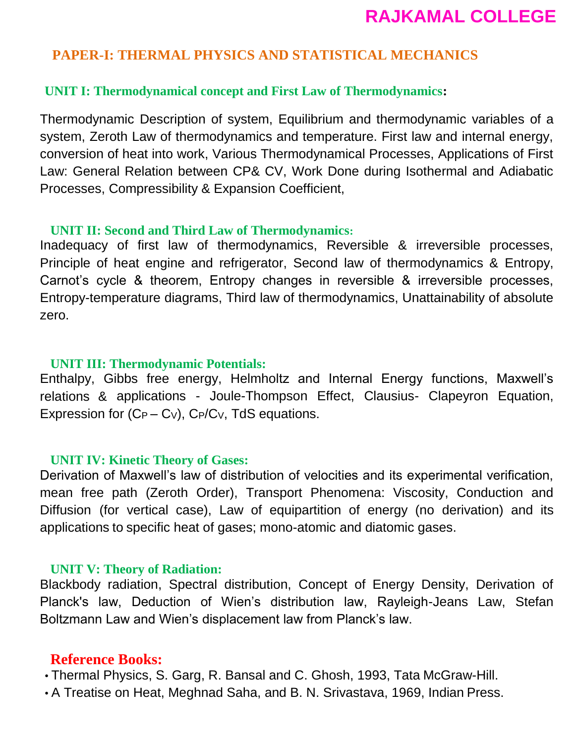# RAJKAMAL COLLEGE

## PAPER-I: THERMAL PHYSICS AND STATISTICAL MECHANICS

### UNIT I: Thermodynamical concept and First Law of Thermodynamics:

Thermodynamic Description of system, Equilibrium and thermodynamic variables of a system, Zeroth Law of thermodynamics and temperature. First law and internal energy, conversion of heat into work, Various Thermodynamical Processes, Applications of First Law: General Relation between CP& CV, Work Done during Isothermal and Adiabatic Processes, Compressibility & Expansion Coefficient,

### UNIT II: Second and Third Law of Thermodynamics:

Inadequacy of first law of thermodynamics, Reversible & irreversible processes, Principle of heat engine and refrigerator, Second law of thermodynamics & Entropy, Carnot's cycle & theorem, Entropy changes in reversible & irreversible processes, Entropy-temperature diagrams, Third law of thermodynamics, Unattainability of absolute zero.

### UNIT III: Thermodynamic Potentials:

Enthalpy, Gibbs free energy, Helmholtz and Internal Energy functions, Maxwell's relations & applications - Joule-Thompson Effect, Clausius- Clapeyron Equation, Expression for $(C_P - C_V)$, $C_P/C_V$, TdS equations.

### UNIT IV: Kinetic Theory of Gases:

Derivation of Maxwell's law of distribution of velocities and its experimental verification, mean free path (Zeroth Order), Transport Phenomena: Viscosity, Conduction and Diffusion (for vertical case), Law of equipartition of energy (no derivation) and its applications to specific heat of gases; mono-atomic and diatomic gases.

### UNIT V: Theory of Radiation:

Blackbody radiation, Spectral distribution, Concept of Energy Density, Derivation of Planck's law, Deduction of Wien's distribution law, Rayleigh-Jeans Law, Stefan Boltzmann Law and Wien's displacement law from Planck's law.

### Reference Books:

- Thermal Physics, S. Garg, R. Bansal and C. Ghosh, 1993, Tata McGraw-Hill.
- A Treatise on Heat, Meghnad Saha, and B. N. Srivastava, 1969, Indian Press.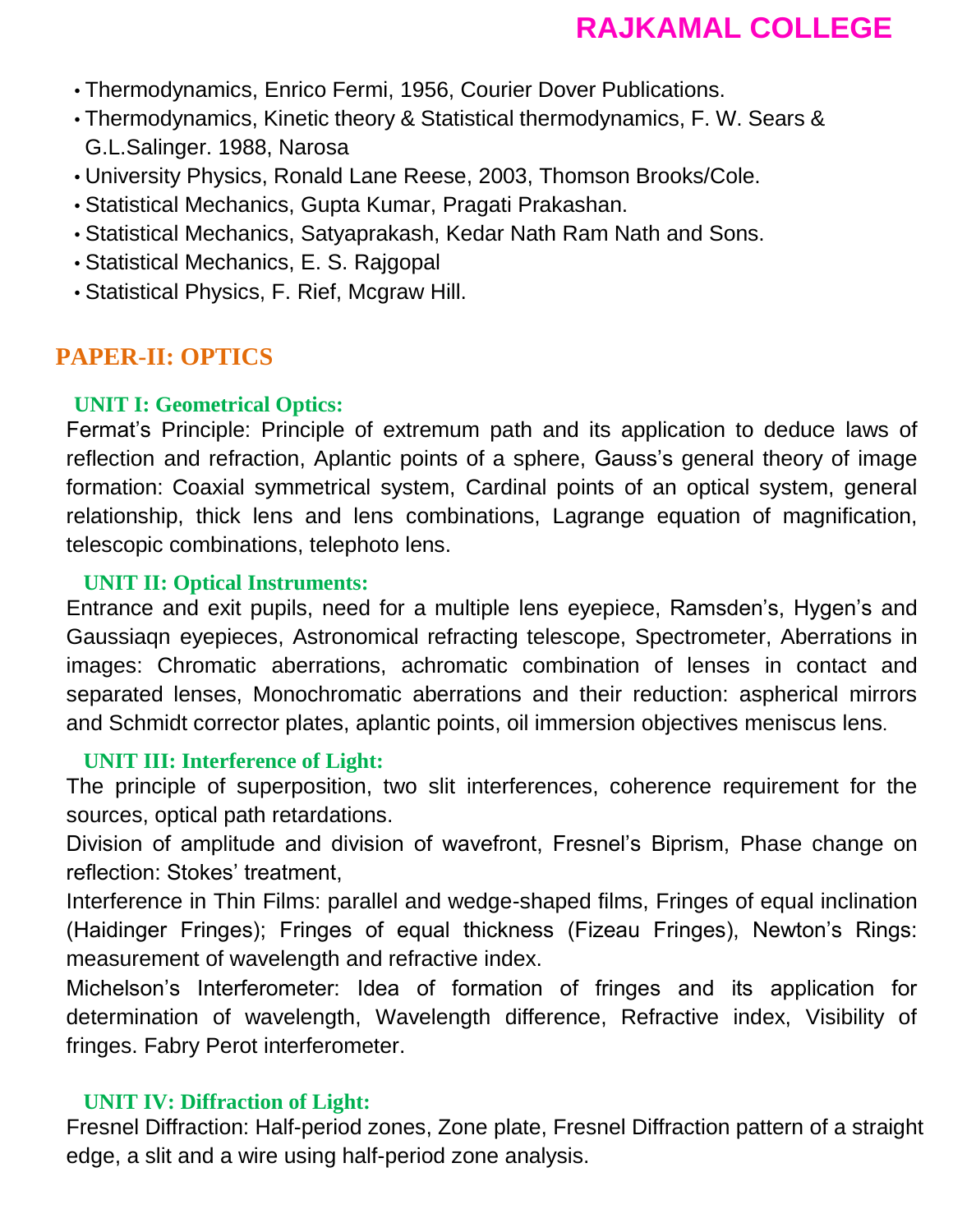- Thermodynamics, Enrico Fermi, 1956, Courier Dover Publications.
- Thermodynamics, Kinetic theory & Statistical thermodynamics, F. W. Sears & G.L.Salinger. 1988, Narosa
- University Physics, Ronald Lane Reese, 2003, Thomson Brooks/Cole.
- Statistical Mechanics, Gupta Kumar, Pragati Prakashan.
- Statistical Mechanics, Satyaprakash, Kedar Nath Ram Nath and Sons.
- Statistical Mechanics, E. S. Rajgopal
- Statistical Physics, F. Rief, Mcgraw Hill.

## PAPER-II: OPTICS

### UNIT I: Geometrical Optics:

Fermat's Principle: Principle of extremum path and its application to deduce laws of reflection and refraction, Aplantic points of a sphere, Gauss's general theory of image formation: Coaxial symmetrical system, Cardinal points of an optical system, general relationship, thick lens and lens combinations, Lagrange equation of magnification, telescopic combinations, telephoto lens.

### UNIT II: Optical Instruments:

Entrance and exit pupils, need for a multiple lens eyepiece, Ramsden's, Hygen's and Gaussiaqn eyepieces, Astronomical refracting telescope, Spectrometer, Aberrations in images: Chromatic aberrations, achromatic combination of lenses in contact and separated lenses, Monochromatic aberrations and their reduction: aspherical mirrors and Schmidt corrector plates, aplantic points, oil immersion objectives meniscus lens.

### UNIT III: Interference of Light:

The principle of superposition, two slit interferences, coherence requirement for the sources, optical path retardations.

Division of amplitude and division of wavefront, Fresnel's Biprism, Phase change on reflection: Stokes' treatment,

Interference in Thin Films: parallel and wedge-shaped films, Fringes of equal inclination (Haidinger Fringes); Fringes of equal thickness (Fizeau Fringes), Newton's Rings: measurement of wavelength and refractive index.

Michelson's Interferometer: Idea of formation of fringes and its application for determination of wavelength, Wavelength difference, Refractive index, Visibility of fringes. Fabry Perot interferometer.

### UNIT IV: Diffraction of Light:

Fresnel Diffraction: Half-period zones, Zone plate, Fresnel Diffraction pattern of a straight edge, a slit and a wire using half-period zone analysis.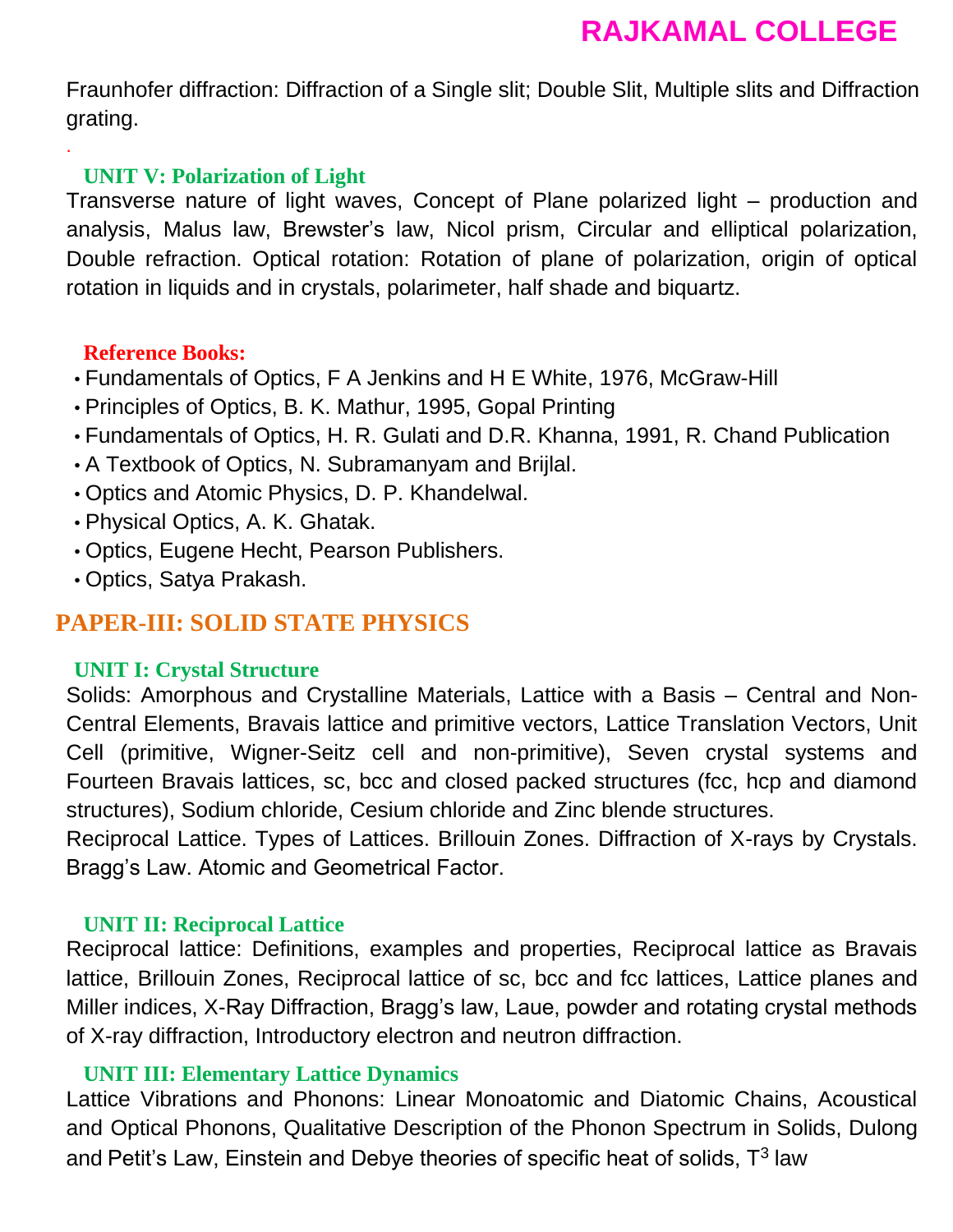Fraunhofer diffraction: Diffraction of a Single slit; Double Slit, Multiple slits and Diffraction grating.

### UNIT V: Polarization of Light

Transverse nature of light waves, Concept of Plane polarized light – production and analysis, Malus law, Brewster's law, Nicol prism, Circular and elliptical polarization, Double refraction. Optical rotation: Rotation of plane of polarization, origin of optical rotation in liquids and in crystals, polarimeter, half shade and biquartz.

### Reference Books:

- Fundamentals of Optics, F A Jenkins and H E White, 1976, McGraw-Hill
- Principles of Optics, B. K. Mathur, 1995, Gopal Printing
- Fundamentals of Optics, H. R. Gulati and D.R. Khanna, 1991, R. Chand Publication
- A Textbook of Optics, N. Subramanyam and Brijlal.
- Optics and Atomic Physics, D. P. Khandelwal.
- Physical Optics, A. K. Ghatak.
- Optics, Eugene Hecht, Pearson Publishers.
- Optics, Satya Prakash.

## PAPER-III: SOLID STATE PHYSICS

### UNIT I: Crystal Structure

Solids: Amorphous and Crystalline Materials, Lattice with a Basis – Central and Non-Central Elements, Bravais lattice and primitive vectors, Lattice Translation Vectors, Unit Cell (primitive, Wigner-Seitz cell and non-primitive), Seven crystal systems and Fourteen Bravais lattices, sc, bcc and closed packed structures (fcc, hcp and diamond structures), Sodium chloride, Cesium chloride and Zinc blende structures.
Reciprocal Lattice. Types of Lattices. Brillouin Zones. Diffraction of X-rays by Crystals. Bragg's Law. Atomic and Geometrical Factor.

### UNIT II: Reciprocal Lattice

Reciprocal lattice: Definitions, examples and properties, Reciprocal lattice as Bravais lattice, Brillouin Zones, Reciprocal lattice of sc, bcc and fcc lattices, Lattice planes and Miller indices, X-Ray Diffraction, Bragg's law, Laue, powder and rotating crystal methods of X-ray diffraction, Introductory electron and neutron diffraction.

### UNIT III: Elementary Lattice Dynamics

Lattice Vibrations and Phonons: Linear Monoatomic and Diatomic Chains, Acoustical and Optical Phonons, Qualitative Description of the Phonon Spectrum in Solids, Dulong and Petit's Law, Einstein and Debye theories of specific heat of solids, $T^3$ law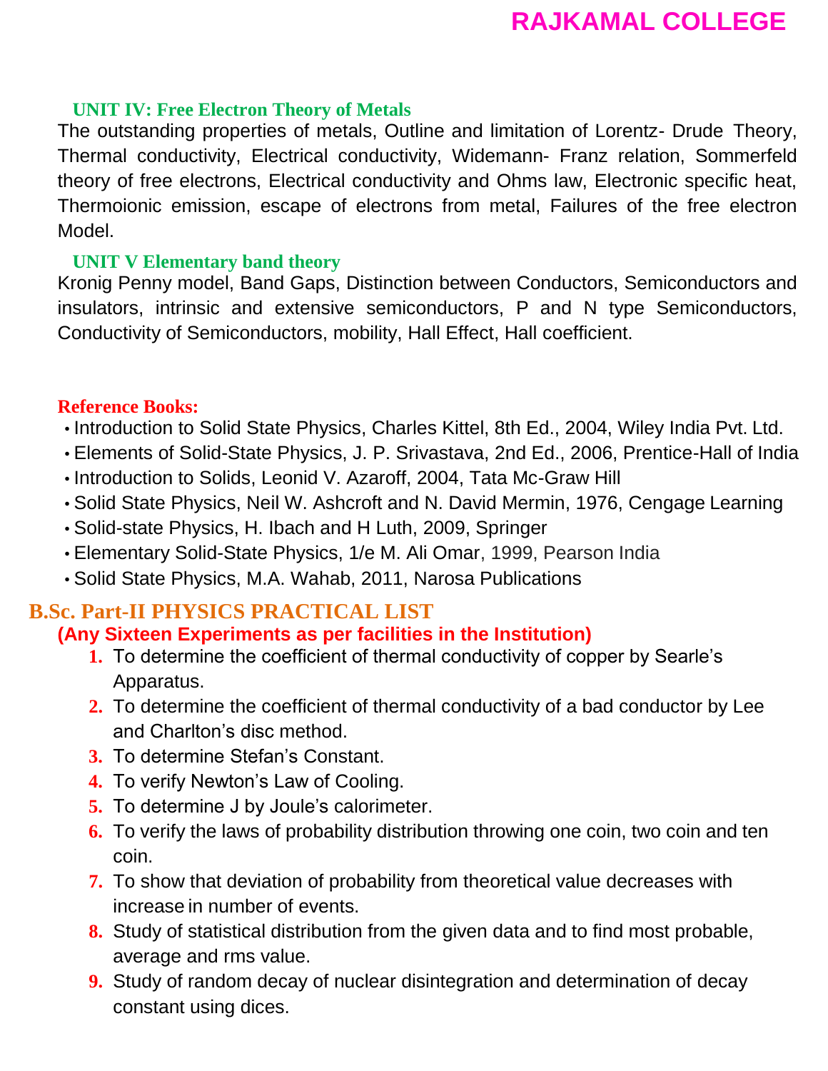### UNIT IV: Free Electron Theory of Metals

The outstanding properties of metals, Outline and limitation of Lorentz- Drude Theory, Thermal conductivity, Electrical conductivity, Widemann- Franz relation, Sommerfeld theory of free electrons, Electrical conductivity and Ohms law, Electronic specific heat, Thermoionic emission, escape of electrons from metal, Failures of the free electron Model.

### UNIT V Elementary band theory

Kronig Penny model, Band Gaps, Distinction between Conductors, Semiconductors and insulators, intrinsic and extensive semiconductors, P and N type Semiconductors, Conductivity of Semiconductors, mobility, Hall Effect, Hall coefficient.

**Reference Books:**

- Introduction to Solid State Physics, Charles Kittel, 8th Ed., 2004, Wiley India Pvt. Ltd.
- Elements of Solid-State Physics, J. P. Srivastava, 2nd Ed., 2006, Prentice-Hall of India
- Introduction to Solids, Leonid V. Azaroff, 2004, Tata Mc-Graw Hill
- Solid State Physics, Neil W. Ashcroft and N. David Mermin, 1976, Cengage Learning
- Solid-state Physics, H. Ibach and H Luth, 2009, Springer
- Elementary Solid-State Physics, 1/e M. Ali Omar, 1999, Pearson India
- Solid State Physics, M.A. Wahab, 2011, Narosa Publications

## B.Sc. Part-II PHYSICS PRACTICAL LIST

**(Any Sixteen Experiments as per facilities in the Institution)**

1. To determine the coefficient of thermal conductivity of copper by Searle's Apparatus.
2. To determine the coefficient of thermal conductivity of a bad conductor by Lee and Charlton's disc method.
3. To determine Stefan's Constant.
4. To verify Newton's Law of Cooling.
5. To determine J by Joule's calorimeter.
6. To verify the laws of probability distribution throwing one coin, two coin and ten coin.
7. To show that deviation of probability from theoretical value decreases with increase in number of events.
8. Study of statistical distribution from the given data and to find most probable, average and rms value.
9. Study of random decay of nuclear disintegration and determination of decay constant using dices.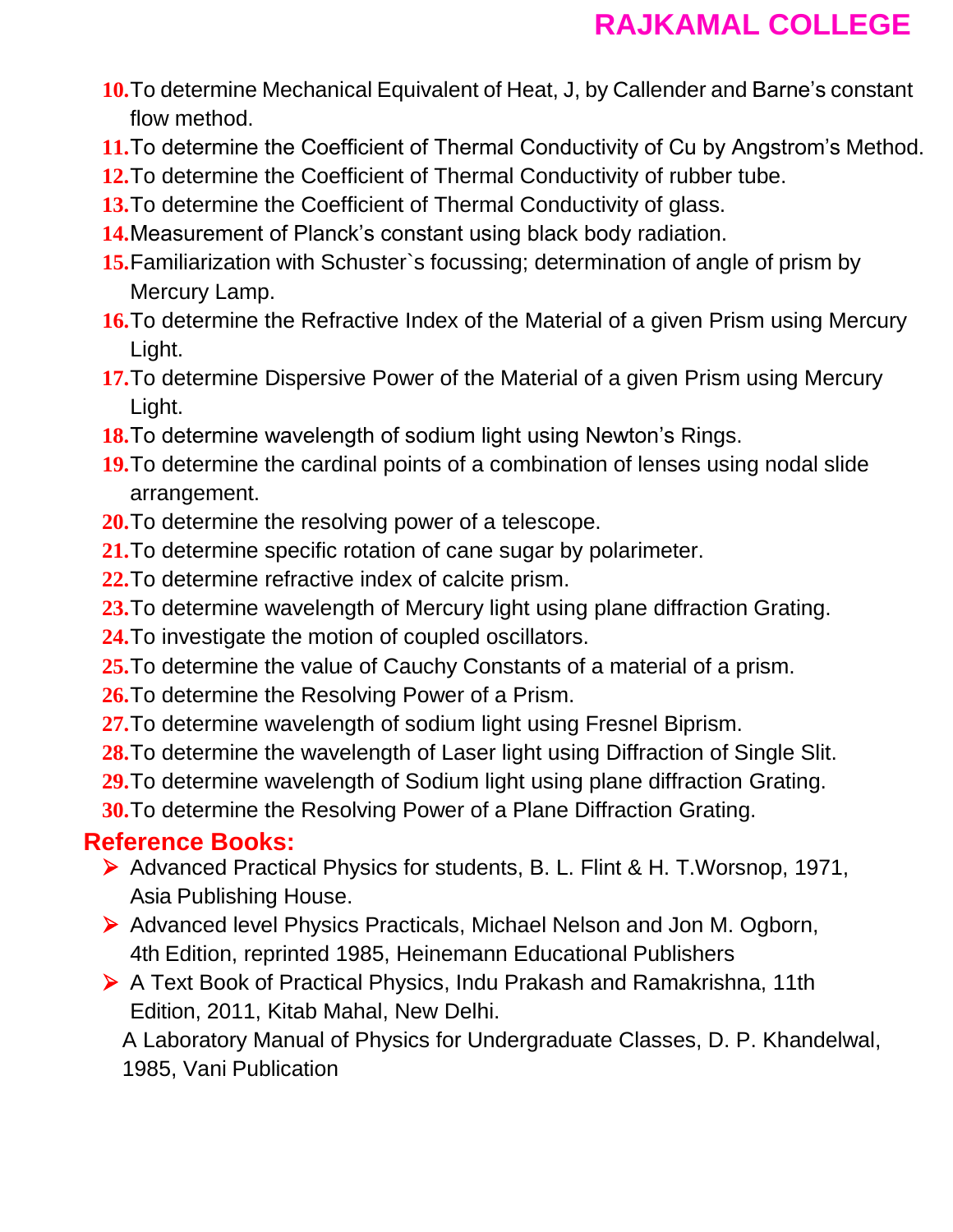10. To determine Mechanical Equivalent of Heat, J, by Callender and Barne's constant flow method.
11. To determine the Coefficient of Thermal Conductivity of Cu by Angstrom's Method.
12. To determine the Coefficient of Thermal Conductivity of rubber tube.
13. To determine the Coefficient of Thermal Conductivity of glass.
14. Measurement of Planck's constant using black body radiation.
15. Familiarization with Schuster`s focussing; determination of angle of prism by Mercury Lamp.
16. To determine the Refractive Index of the Material of a given Prism using Mercury Light.
17. To determine Dispersive Power of the Material of a given Prism using Mercury Light.
18. To determine wavelength of sodium light using Newton's Rings.
19. To determine the cardinal points of a combination of lenses using nodal slide arrangement.
20. To determine the resolving power of a telescope.
21. To determine specific rotation of cane sugar by polarimeter.
22. To determine refractive index of calcite prism.
23. To determine wavelength of Mercury light using plane diffraction Grating.
24. To investigate the motion of coupled oscillators.
25. To determine the value of Cauchy Constants of a material of a prism.
26. To determine the Resolving Power of a Prism.
27. To determine wavelength of sodium light using Fresnel Biprism.
28. To determine the wavelength of Laser light using Diffraction of Single Slit.
29. To determine wavelength of Sodium light using plane diffraction Grating.
30. To determine the Resolving Power of a Plane Diffraction Grating.

## Reference Books:

- Advanced Practical Physics for students, B. L. Flint & H. T.Worsnop, 1971, Asia Publishing House.
- Advanced level Physics Practicals, Michael Nelson and Jon M. Ogborn, 4th Edition, reprinted 1985, Heinemann Educational Publishers
- A Text Book of Practical Physics, Indu Prakash and Ramakrishna, 11th Edition, 2011, Kitab Mahal, New Delhi.

A Laboratory Manual of Physics for Undergraduate Classes, D. P. Khandelwal, 1985, Vani Publication